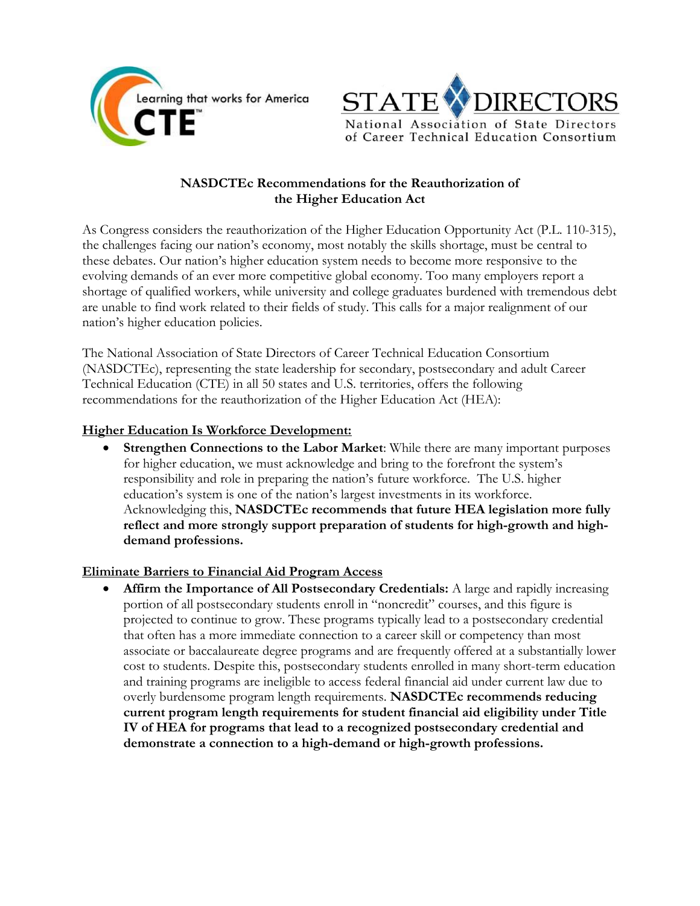Learning that works for America CTE

STATE DIRECTORS
National Association of State Directors of Career Technical Education Consortium

# NASDCTEc Recommendations for the Reauthorization of the Higher Education Act

As Congress considers the reauthorization of the Higher Education Opportunity Act (P.L. 110-315), the challenges facing our nation's economy, most notably the skills shortage, must be central to these debates. Our nation's higher education system needs to become more responsive to the evolving demands of an ever more competitive global economy. Too many employers report a shortage of qualified workers, while university and college graduates burdened with tremendous debt are unable to find work related to their fields of study. This calls for a major realignment of our nation's higher education policies.

The National Association of State Directors of Career Technical Education Consortium (NASDCTEc), representing the state leadership for secondary, postsecondary and adult Career Technical Education (CTE) in all 50 states and U.S. territories, offers the following recommendations for the reauthorization of the Higher Education Act (HEA):

## Higher Education Is Workforce Development:

- **Strengthen Connections to the Labor Market**: While there are many important purposes for higher education, we must acknowledge and bring to the forefront the system's responsibility and role in preparing the nation's future workforce. The U.S. higher education's system is one of the nation's largest investments in its workforce. Acknowledging this, **NASDCTEc recommends that future HEA legislation more fully reflect and more strongly support preparation of students for high-growth and high-demand professions.**

## Eliminate Barriers to Financial Aid Program Access

- **Affirm the Importance of All Postsecondary Credentials:** A large and rapidly increasing portion of all postsecondary students enroll in "noncredit" courses, and this figure is projected to continue to grow. These programs typically lead to a postsecondary credential that often has a more immediate connection to a career skill or competency than most associate or baccalaureate degree programs and are frequently offered at a substantially lower cost to students. Despite this, postsecondary students enrolled in many short-term education and training programs are ineligible to access federal financial aid under current law due to overly burdensome program length requirements. **NASDCTEc recommends reducing current program length requirements for student financial aid eligibility under Title IV of HEA for programs that lead to a recognized postsecondary credential and demonstrate a connection to a high-demand or high-growth professions.**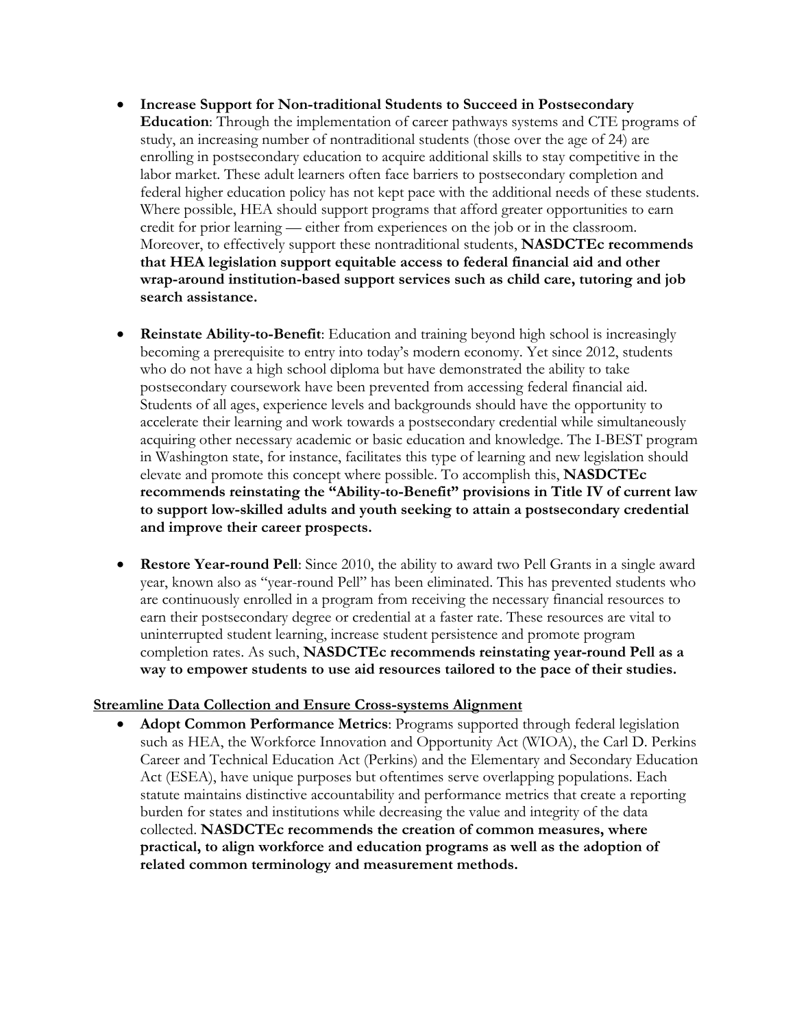- **Increase Support for Non-traditional Students to Succeed in Postsecondary Education**: Through the implementation of career pathways systems and CTE programs of study, an increasing number of nontraditional students (those over the age of 24) are enrolling in postsecondary education to acquire additional skills to stay competitive in the labor market. These adult learners often face barriers to postsecondary completion and federal higher education policy has not kept pace with the additional needs of these students. Where possible, HEA should support programs that afford greater opportunities to earn credit for prior learning — either from experiences on the job or in the classroom. Moreover, to effectively support these nontraditional students, **NASDCTEc recommends that HEA legislation support equitable access to federal financial aid and other wrap-around institution-based support services such as child care, tutoring and job search assistance.**

- **Reinstate Ability-to-Benefit**: Education and training beyond high school is increasingly becoming a prerequisite to entry into today's modern economy. Yet since 2012, students who do not have a high school diploma but have demonstrated the ability to take postsecondary coursework have been prevented from accessing federal financial aid. Students of all ages, experience levels and backgrounds should have the opportunity to accelerate their learning and work towards a postsecondary credential while simultaneously acquiring other necessary academic or basic education and knowledge. The I-BEST program in Washington state, for instance, facilitates this type of learning and new legislation should elevate and promote this concept where possible. To accomplish this, **NASDCTEc recommends reinstating the "Ability-to-Benefit" provisions in Title IV of current law to support low-skilled adults and youth seeking to attain a postsecondary credential and improve their career prospects.**

- **Restore Year-round Pell**: Since 2010, the ability to award two Pell Grants in a single award year, known also as "year-round Pell" has been eliminated. This has prevented students who are continuously enrolled in a program from receiving the necessary financial resources to earn their postsecondary degree or credential at a faster rate. These resources are vital to uninterrupted student learning, increase student persistence and promote program completion rates. As such, **NASDCTEc recommends reinstating year-round Pell as a way to empower students to use aid resources tailored to the pace of their studies.**

**Streamline Data Collection and Ensure Cross-systems Alignment**

- **Adopt Common Performance Metrics**: Programs supported through federal legislation such as HEA, the Workforce Innovation and Opportunity Act (WIOA), the Carl D. Perkins Career and Technical Education Act (Perkins) and the Elementary and Secondary Education Act (ESEA), have unique purposes but oftentimes serve overlapping populations. Each statute maintains distinctive accountability and performance metrics that create a reporting burden for states and institutions while decreasing the value and integrity of the data collected. **NASDCTEc recommends the creation of common measures, where practical, to align workforce and education programs as well as the adoption of related common terminology and measurement methods.**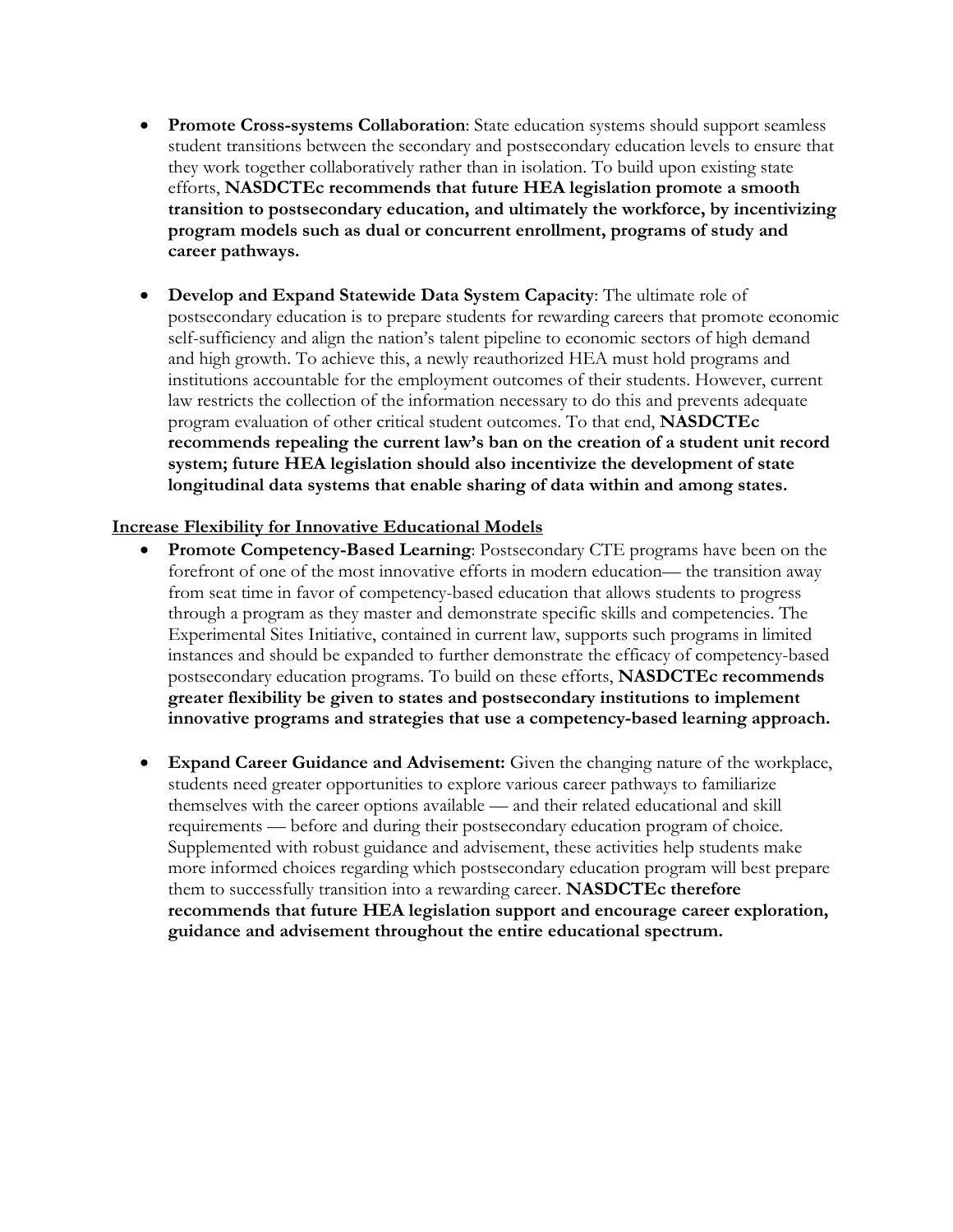- **Promote Cross-systems Collaboration**: State education systems should support seamless student transitions between the secondary and postsecondary education levels to ensure that they work together collaboratively rather than in isolation. To build upon existing state efforts, **NASDCTEc recommends that future HEA legislation promote a smooth transition to postsecondary education, and ultimately the workforce, by incentivizing program models such as dual or concurrent enrollment, programs of study and career pathways.**

- **Develop and Expand Statewide Data System Capacity**: The ultimate role of postsecondary education is to prepare students for rewarding careers that promote economic self-sufficiency and align the nation's talent pipeline to economic sectors of high demand and high growth. To achieve this, a newly reauthorized HEA must hold programs and institutions accountable for the employment outcomes of their students. However, current law restricts the collection of the information necessary to do this and prevents adequate program evaluation of other critical student outcomes. To that end, **NASDCTEc recommends repealing the current law's ban on the creation of a student unit record system; future HEA legislation should also incentivize the development of state longitudinal data systems that enable sharing of data within and among states.**

**<u>Increase Flexibility for Innovative Educational Models</u>**

- **Promote Competency-Based Learning**: Postsecondary CTE programs have been on the forefront of one of the most innovative efforts in modern education— the transition away from seat time in favor of competency-based education that allows students to progress through a program as they master and demonstrate specific skills and competencies. The Experimental Sites Initiative, contained in current law, supports such programs in limited instances and should be expanded to further demonstrate the efficacy of competency-based postsecondary education programs. To build on these efforts, **NASDCTEc recommends greater flexibility be given to states and postsecondary institutions to implement innovative programs and strategies that use a competency-based learning approach.**

- **Expand Career Guidance and Advisement:** Given the changing nature of the workplace, students need greater opportunities to explore various career pathways to familiarize themselves with the career options available — and their related educational and skill requirements — before and during their postsecondary education program of choice. Supplemented with robust guidance and advisement, these activities help students make more informed choices regarding which postsecondary education program will best prepare them to successfully transition into a rewarding career. **NASDCTEc therefore recommends that future HEA legislation support and encourage career exploration, guidance and advisement throughout the entire educational spectrum.**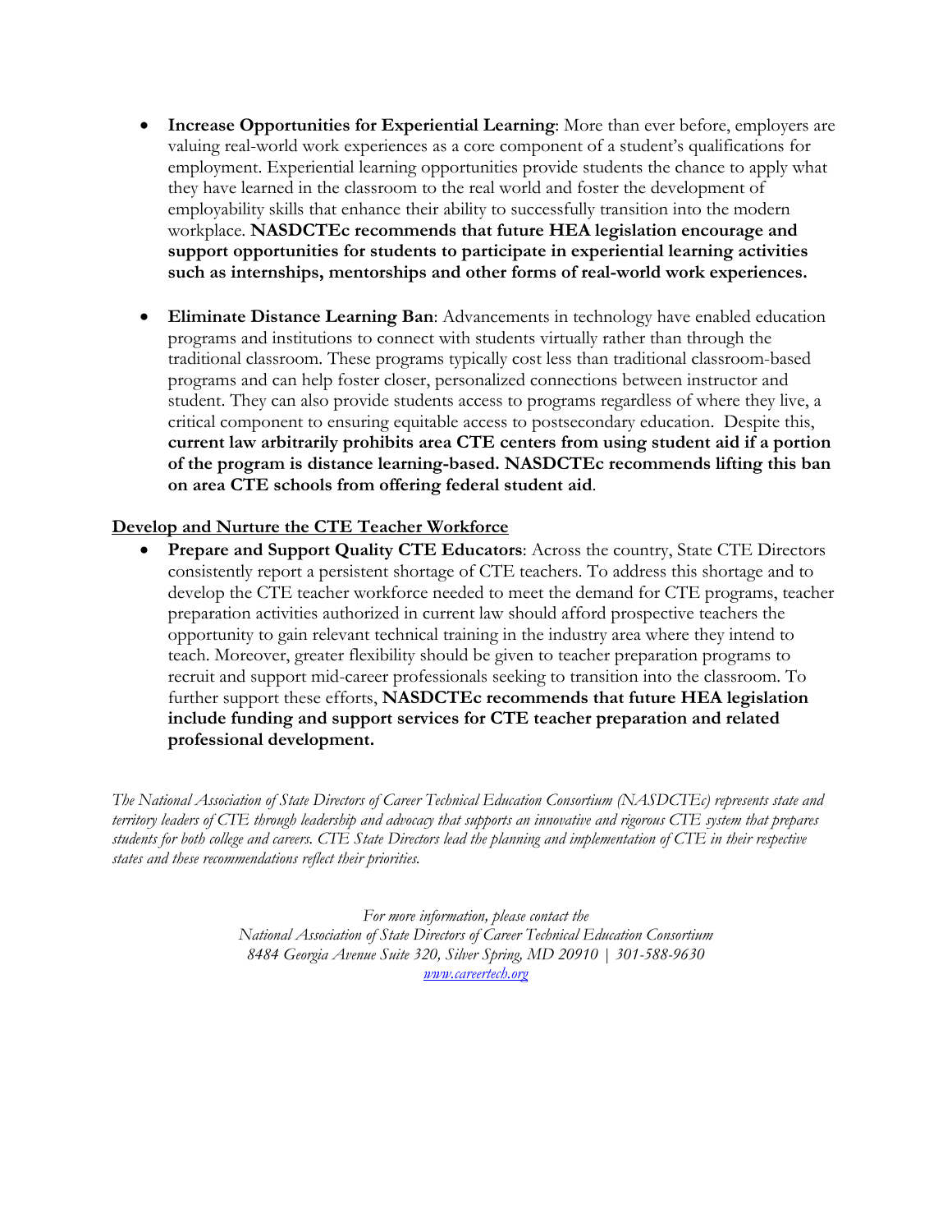- **Increase Opportunities for Experiential Learning**: More than ever before, employers are valuing real-world work experiences as a core component of a student's qualifications for employment. Experiential learning opportunities provide students the chance to apply what they have learned in the classroom to the real world and foster the development of employability skills that enhance their ability to successfully transition into the modern workplace. **NASDCTEc recommends that future HEA legislation encourage and support opportunities for students to participate in experiential learning activities such as internships, mentorships and other forms of real-world work experiences.**

- **Eliminate Distance Learning Ban**: Advancements in technology have enabled education programs and institutions to connect with students virtually rather than through the traditional classroom. These programs typically cost less than traditional classroom-based programs and can help foster closer, personalized connections between instructor and student. They can also provide students access to programs regardless of where they live, a critical component to ensuring equitable access to postsecondary education. Despite this, **current law arbitrarily prohibits area CTE centers from using student aid if a portion of the program is distance learning-based. NASDCTEc recommends lifting this ban on area CTE schools from offering federal student aid**.

**Develop and Nurture the CTE Teacher Workforce**

- **Prepare and Support Quality CTE Educators**: Across the country, State CTE Directors consistently report a persistent shortage of CTE teachers. To address this shortage and to develop the CTE teacher workforce needed to meet the demand for CTE programs, teacher preparation activities authorized in current law should afford prospective teachers the opportunity to gain relevant technical training in the industry area where they intend to teach. Moreover, greater flexibility should be given to teacher preparation programs to recruit and support mid-career professionals seeking to transition into the classroom. To further support these efforts, **NASDCTEc recommends that future HEA legislation include funding and support services for CTE teacher preparation and related professional development.**

*The National Association of State Directors of Career Technical Education Consortium (NASDCTEc) represents state and territory leaders of CTE through leadership and advocacy that supports an innovative and rigorous CTE system that prepares students for both college and careers. CTE State Directors lead the planning and implementation of CTE in their respective states and these recommendations reflect their priorities.*

*For more information, please contact the*
*National Association of State Directors of Career Technical Education Consortium*
*8484 Georgia Avenue Suite 320, Silver Spring, MD 20910 | 301-588-9630*
*www.careertech.org*